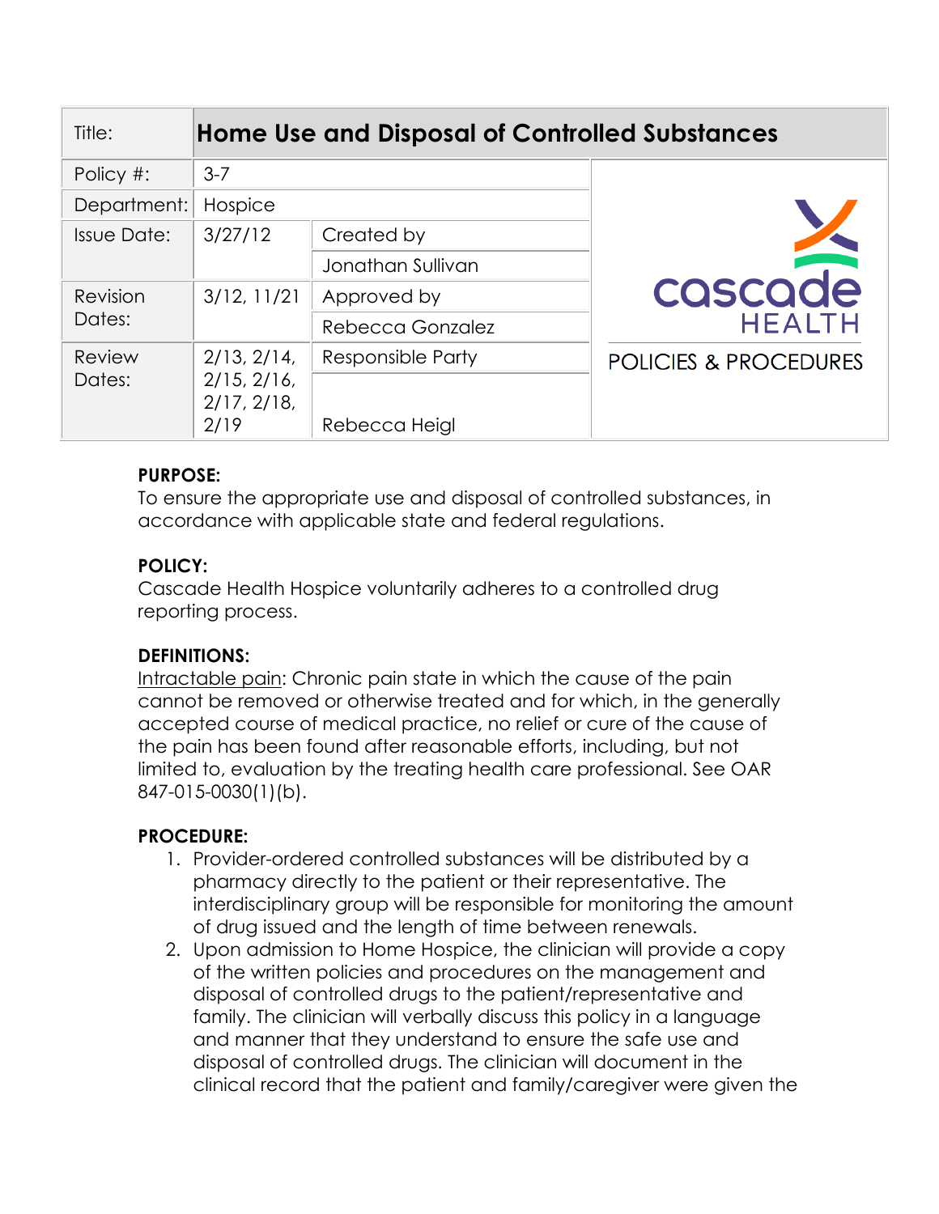| Title: | **Home Use and Disposal of Controlled Substances** | | |
|---|---|---|---|
| Policy #: | 3-7 | | cascade HEALTH POLICIES & PROCEDURES |
| Department: | Hospice | | |
| Issue Date: | 3/27/12 | Created by | |
| | | Jonathan Sullivan | |
| Revision Dates: | 3/12, 11/21 | Approved by | |
| | | Rebecca Gonzalez | |
| Review Dates: | 2/13, 2/14, 2/15, 2/16, 2/17, 2/18, 2/19 | Responsible Party | |
| | | Rebecca Heigl | |

**PURPOSE:**
To ensure the appropriate use and disposal of controlled substances, in accordance with applicable state and federal regulations.

**POLICY:**
Cascade Health Hospice voluntarily adheres to a controlled drug reporting process.

**DEFINITIONS:**
Intractable pain: Chronic pain state in which the cause of the pain cannot be removed or otherwise treated and for which, in the generally accepted course of medical practice, no relief or cure of the cause of the pain has been found after reasonable efforts, including, but not limited to, evaluation by the treating health care professional. See OAR 847-015-0030(1)(b).

**PROCEDURE:**

1. Provider-ordered controlled substances will be distributed by a pharmacy directly to the patient or their representative. The interdisciplinary group will be responsible for monitoring the amount of drug issued and the length of time between renewals.
2. Upon admission to Home Hospice, the clinician will provide a copy of the written policies and procedures on the management and disposal of controlled drugs to the patient/representative and family. The clinician will verbally discuss this policy in a language and manner that they understand to ensure the safe use and disposal of controlled drugs. The clinician will document in the clinical record that the patient and family/caregiver were given the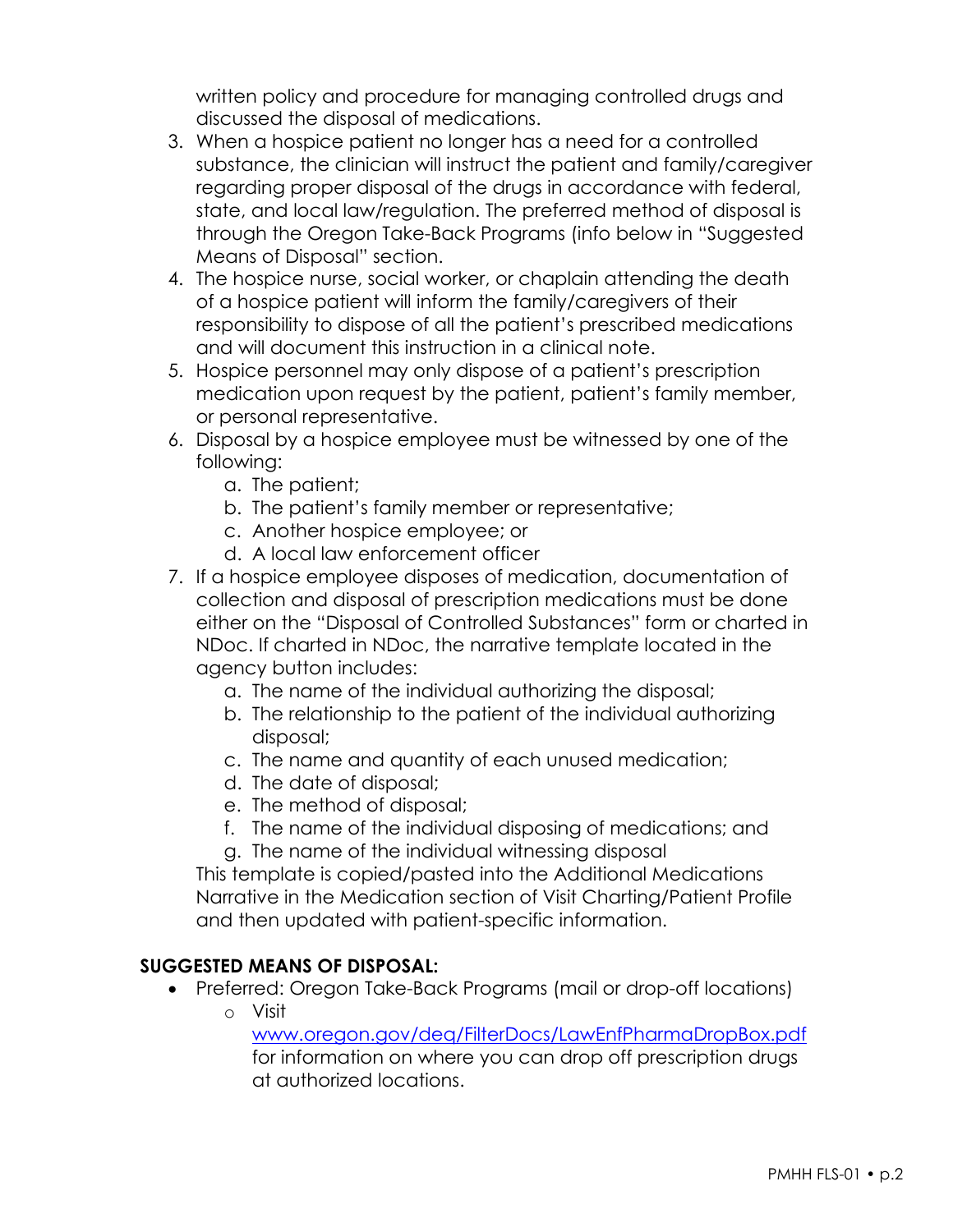written policy and procedure for managing controlled drugs and discussed the disposal of medications.

3. When a hospice patient no longer has a need for a controlled substance, the clinician will instruct the patient and family/caregiver regarding proper disposal of the drugs in accordance with federal, state, and local law/regulation. The preferred method of disposal is through the Oregon Take-Back Programs (info below in "Suggested Means of Disposal" section.
4. The hospice nurse, social worker, or chaplain attending the death of a hospice patient will inform the family/caregivers of their responsibility to dispose of all the patient's prescribed medications and will document this instruction in a clinical note.
5. Hospice personnel may only dispose of a patient's prescription medication upon request by the patient, patient's family member, or personal representative.
6. Disposal by a hospice employee must be witnessed by one of the following:
   a. The patient;
   b. The patient's family member or representative;
   c. Another hospice employee; or
   d. A local law enforcement officer
7. If a hospice employee disposes of medication, documentation of collection and disposal of prescription medications must be done either on the "Disposal of Controlled Substances" form or charted in NDoc. If charted in NDoc, the narrative template located in the agency button includes:
   a. The name of the individual authorizing the disposal;
   b. The relationship to the patient of the individual authorizing disposal;
   c. The name and quantity of each unused medication;
   d. The date of disposal;
   e. The method of disposal;
   f. The name of the individual disposing of medications; and
   g. The name of the individual witnessing disposal

   This template is copied/pasted into the Additional Medications Narrative in the Medication section of Visit Charting/Patient Profile and then updated with patient-specific information.

**SUGGESTED MEANS OF DISPOSAL:**

- Preferred: Oregon Take-Back Programs (mail or drop-off locations)
  - Visit [www.oregon.gov/deq/FilterDocs/LawEnfPharmaDropBox.pdf](http://www.oregon.gov/deq/FilterDocs/LawEnfPharmaDropBox.pdf) for information on where you can drop off prescription drugs at authorized locations.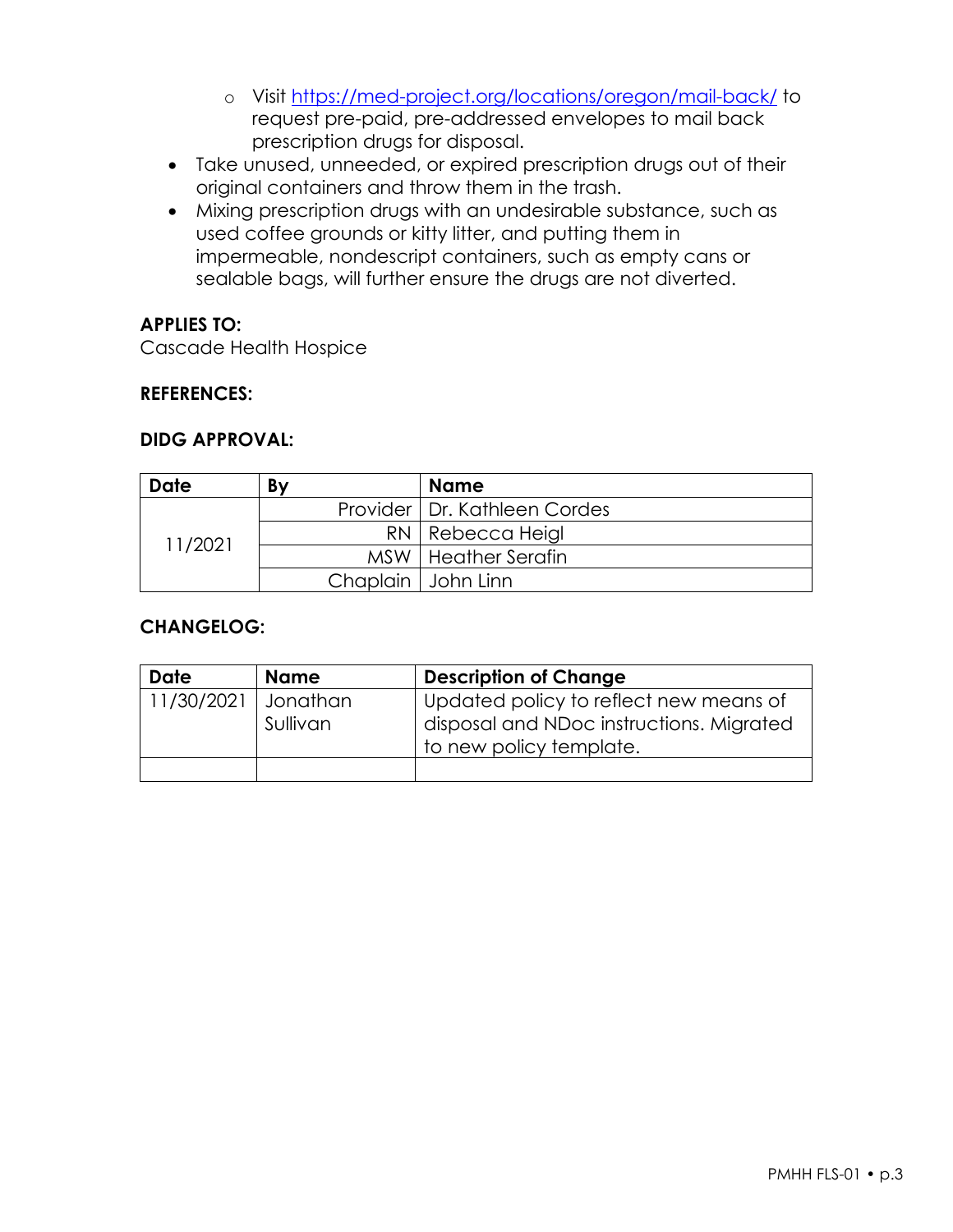- Visit [https://med-project.org/locations/oregon/mail-back/](https://med-project.org/locations/oregon/mail-back/) to request pre-paid, pre-addressed envelopes to mail back prescription drugs for disposal.
- Take unused, unneeded, or expired prescription drugs out of their original containers and throw them in the trash.
- Mixing prescription drugs with an undesirable substance, such as used coffee grounds or kitty litter, and putting them in impermeable, nondescript containers, such as empty cans or sealable bags, will further ensure the drugs are not diverted.

**APPLIES TO:**
Cascade Health Hospice

**REFERENCES:**

**DIDG APPROVAL:**

| Date | By | Name |
|---|---|---|
| 11/2021 | Provider | Dr. Kathleen Cordes |
| | RN | Rebecca Heigl |
| | MSW | Heather Serafin |
| | Chaplain | John Linn |

**CHANGELOG:**

| Date | Name | Description of Change |
|---|---|---|
| 11/30/2021 | Jonathan Sullivan | Updated policy to reflect new means of disposal and NDoc instructions. Migrated to new policy template. |
| | | |